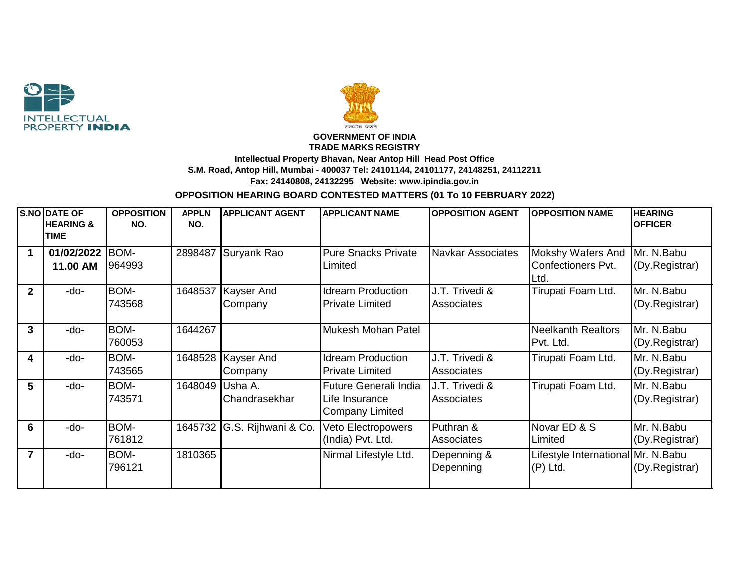INTELLECTUAL PROPERTY INDIA

सत्यमेव जयते

**GOVERNMENT OF INDIA**
**TRADE MARKS REGISTRY**
**Intellectual Property Bhavan, Near Antop Hill Head Post Office**
**S.M. Road, Antop Hill, Mumbai - 400037 Tel: 24101144, 24101177, 24148251, 24112211**
**Fax: 24140808, 24132295 Website: www.ipindia.gov.in**

## OPPOSITION HEARING BOARD CONTESTED MATTERS (01 To 10 FEBRUARY 2022)

| S.NO | DATE OF HEARING & TIME | OPPOSITION NO. | APPLN NO. | APPLICANT AGENT | APPLICANT NAME | OPPOSITION AGENT | OPPOSITION NAME | HEARING OFFICER |
|---|---|---|---|---|---|---|---|---|
| **1** | **01/02/2022 11.00 AM** | BOM-964993 | 2898487 | Suryank Rao | Pure Snacks Private Limited | Navkar Associates | Mokshy Wafers And Confectioners Pvt. Ltd. | Mr. N.Babu (Dy.Registrar) |
| **2** | -do- | BOM-743568 | 1648537 | Kayser And Company | Idream Production Private Limited | J.T. Trivedi & Associates | Tirupati Foam Ltd. | Mr. N.Babu (Dy.Registrar) |
| **3** | -do- | BOM-760053 | 1644267 | | Mukesh Mohan Patel | | Neelkanth Realtors Pvt. Ltd. | Mr. N.Babu (Dy.Registrar) |
| **4** | -do- | BOM-743565 | 1648528 | Kayser And Company | Idream Production Private Limited | J.T. Trivedi & Associates | Tirupati Foam Ltd. | Mr. N.Babu (Dy.Registrar) |
| **5** | -do- | BOM-743571 | 1648049 | Usha A. Chandrasekhar | Future Generali India Life Insurance Company Limited | J.T. Trivedi & Associates | Tirupati Foam Ltd. | Mr. N.Babu (Dy.Registrar) |
| **6** | -do- | BOM-761812 | 1645732 | G.S. Rijhwani & Co. | Veto Electropowers (India) Pvt. Ltd. | Puthran & Associates | Novar ED & S Limited | Mr. N.Babu (Dy.Registrar) |
| **7** | -do- | BOM-796121 | 1810365 | | Nirmal Lifestyle Ltd. | Depenning & Depenning | Lifestyle International (P) Ltd. | Mr. N.Babu (Dy.Registrar) |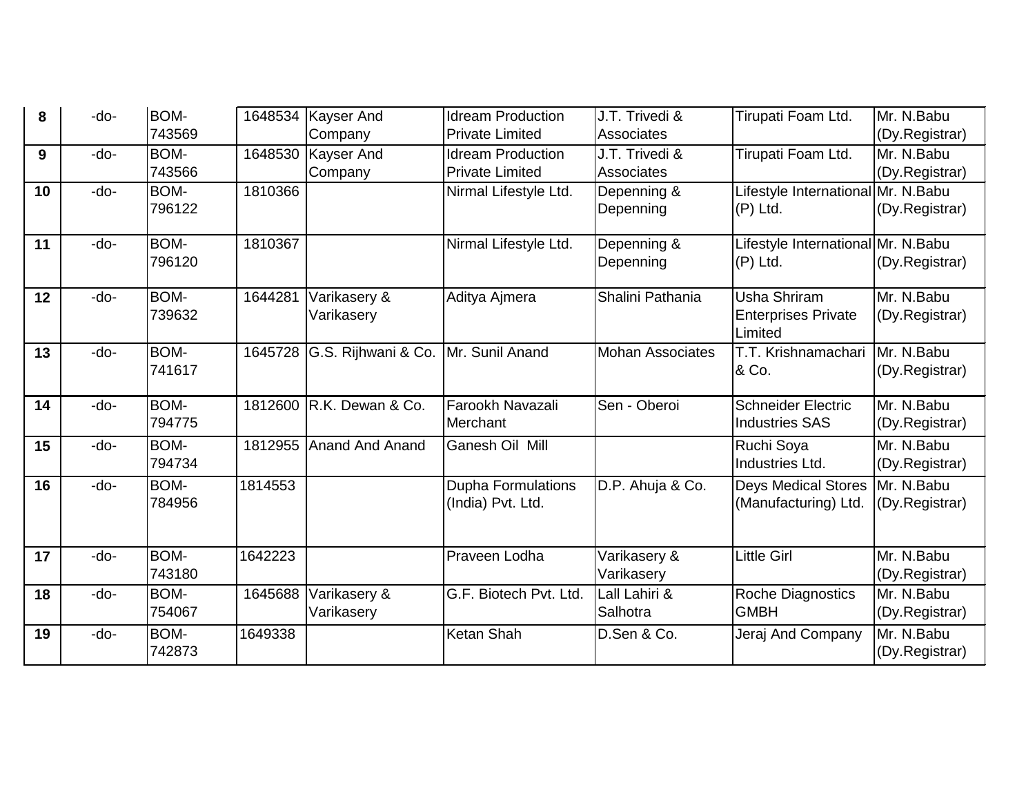| | | | | | | | | |
|---|---|---|---|---|---|---|---|---|
| **8** | -do- | BOM-743569 | 1648534 | Kayser And Company | Idream Production Private Limited | J.T. Trivedi & Associates | Tirupati Foam Ltd. | Mr. N.Babu (Dy.Registrar) |
| **9** | -do- | BOM-743566 | 1648530 | Kayser And Company | Idream Production Private Limited | J.T. Trivedi & Associates | Tirupati Foam Ltd. | Mr. N.Babu (Dy.Registrar) |
| **10** | -do- | BOM-796122 | 1810366 | | Nirmal Lifestyle Ltd. | Depenning & Depenning | Lifestyle International (P) Ltd. | Mr. N.Babu (Dy.Registrar) |
| **11** | -do- | BOM-796120 | 1810367 | | Nirmal Lifestyle Ltd. | Depenning & Depenning | Lifestyle International (P) Ltd. | Mr. N.Babu (Dy.Registrar) |
| **12** | -do- | BOM-739632 | 1644281 | Varikasery & Varikasery | Aditya Ajmera | Shalini Pathania | Usha Shriram Enterprises Private Limited | Mr. N.Babu (Dy.Registrar) |
| **13** | -do- | BOM-741617 | 1645728 | G.S. Rijhwani & Co. | Mr. Sunil Anand | Mohan Associates | T.T. Krishnamachari & Co. | Mr. N.Babu (Dy.Registrar) |
| **14** | -do- | BOM-794775 | 1812600 | R.K. Dewan & Co. | Farookh Navazali Merchant | Sen - Oberoi | Schneider Electric Industries SAS | Mr. N.Babu (Dy.Registrar) |
| **15** | -do- | BOM-794734 | 1812955 | Anand And Anand | Ganesh Oil Mill | | Ruchi Soya Industries Ltd. | Mr. N.Babu (Dy.Registrar) |
| **16** | -do- | BOM-784956 | 1814553 | | Dupha Formulations (India) Pvt. Ltd. | D.P. Ahuja & Co. | Deys Medical Stores (Manufacturing) Ltd. | Mr. N.Babu (Dy.Registrar) |
| **17** | -do- | BOM-743180 | 1642223 | | Praveen Lodha | Varikasery & Varikasery | Little Girl | Mr. N.Babu (Dy.Registrar) |
| **18** | -do- | BOM-754067 | 1645688 | Varikasery & Varikasery | G.F. Biotech Pvt. Ltd. | Lall Lahiri & Salhotra | Roche Diagnostics GMBH | Mr. N.Babu (Dy.Registrar) |
| **19** | -do- | BOM-742873 | 1649338 | | Ketan Shah | D.Sen & Co. | Jeraj And Company | Mr. N.Babu (Dy.Registrar) |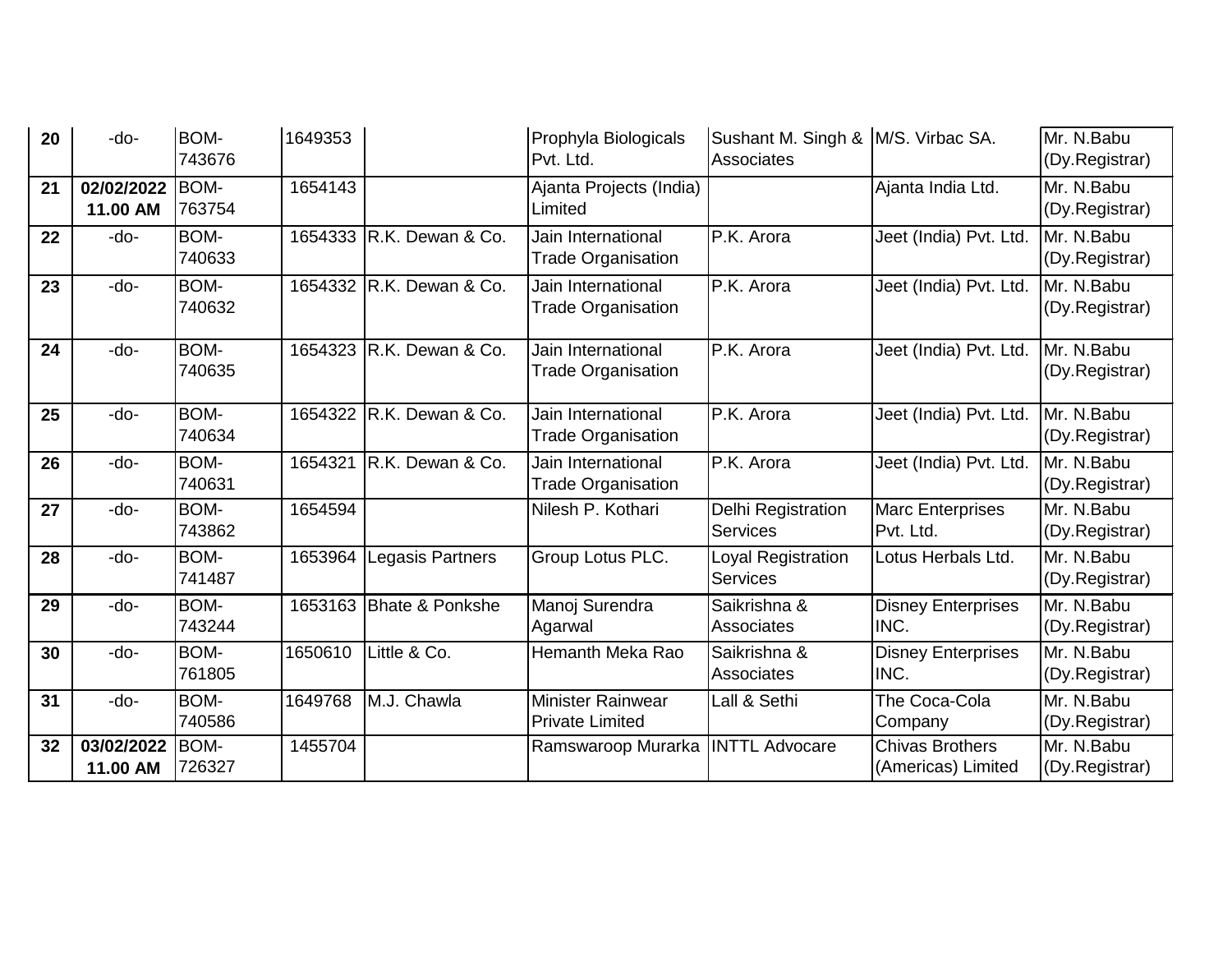| | | | | | | | | |
|---|---|---|---|---|---|---|---|---|
| **20** | -do- | BOM-743676 | 1649353 | | Prophyla Biologicals Pvt. Ltd. | Sushant M. Singh & Associates | M/S. Virbac SA. | Mr. N.Babu (Dy.Registrar) |
| **21** | **02/02/2022 11.00 AM** | BOM-763754 | 1654143 | | Ajanta Projects (India) Limited | | Ajanta India Ltd. | Mr. N.Babu (Dy.Registrar) |
| **22** | -do- | BOM-740633 | 1654333 | R.K. Dewan & Co. | Jain International Trade Organisation | P.K. Arora | Jeet (India) Pvt. Ltd. | Mr. N.Babu (Dy.Registrar) |
| **23** | -do- | BOM-740632 | 1654332 | R.K. Dewan & Co. | Jain International Trade Organisation | P.K. Arora | Jeet (India) Pvt. Ltd. | Mr. N.Babu (Dy.Registrar) |
| **24** | -do- | BOM-740635 | 1654323 | R.K. Dewan & Co. | Jain International Trade Organisation | P.K. Arora | Jeet (India) Pvt. Ltd. | Mr. N.Babu (Dy.Registrar) |
| **25** | -do- | BOM-740634 | 1654322 | R.K. Dewan & Co. | Jain International Trade Organisation | P.K. Arora | Jeet (India) Pvt. Ltd. | Mr. N.Babu (Dy.Registrar) |
| **26** | -do- | BOM-740631 | 1654321 | R.K. Dewan & Co. | Jain International Trade Organisation | P.K. Arora | Jeet (India) Pvt. Ltd. | Mr. N.Babu (Dy.Registrar) |
| **27** | -do- | BOM-743862 | 1654594 | | Nilesh P. Kothari | Delhi Registration Services | Marc Enterprises Pvt. Ltd. | Mr. N.Babu (Dy.Registrar) |
| **28** | -do- | BOM-741487 | 1653964 | Legasis Partners | Group Lotus PLC. | Loyal Registration Services | Lotus Herbals Ltd. | Mr. N.Babu (Dy.Registrar) |
| **29** | -do- | BOM-743244 | 1653163 | Bhate & Ponkshe | Manoj Surendra Agarwal | Saikrishna & Associates | Disney Enterprises INC. | Mr. N.Babu (Dy.Registrar) |
| **30** | -do- | BOM-761805 | 1650610 | Little & Co. | Hemanth Meka Rao | Saikrishna & Associates | Disney Enterprises INC. | Mr. N.Babu (Dy.Registrar) |
| **31** | -do- | BOM-740586 | 1649768 | M.J. Chawla | Minister Rainwear Private Limited | Lall & Sethi | The Coca-Cola Company | Mr. N.Babu (Dy.Registrar) |
| **32** | **03/02/2022 11.00 AM** | BOM-726327 | 1455704 | | Ramswaroop Murarka | INTTL Advocare | Chivas Brothers (Americas) Limited | Mr. N.Babu (Dy.Registrar) |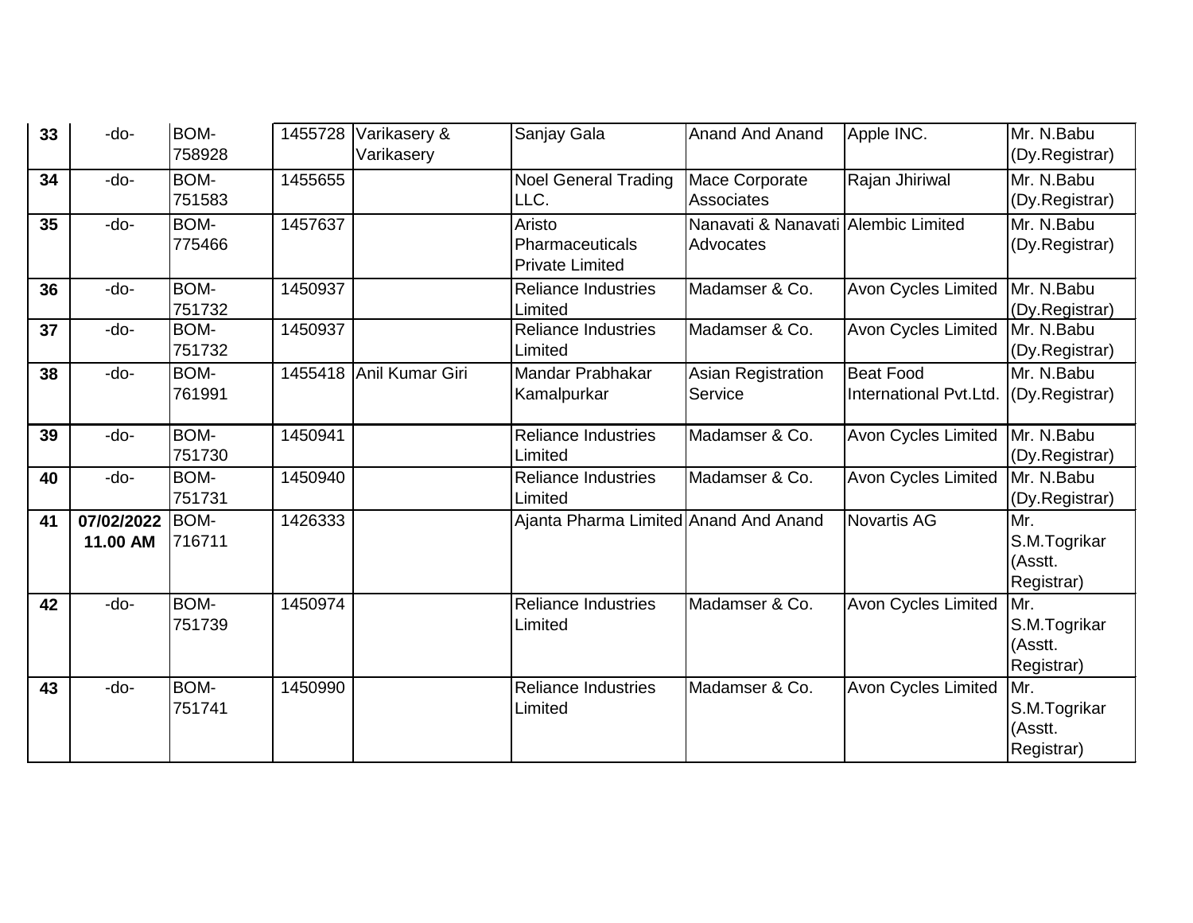| | | | | | | | | |
|---|---|---|---|---|---|---|---|---|
| **33** | -do- | BOM-758928 | 1455728 | Varikasery & Varikasery | Sanjay Gala | Anand And Anand | Apple INC. | Mr. N.Babu (Dy.Registrar) |
| **34** | -do- | BOM-751583 | 1455655 | | Noel General Trading LLC. | Mace Corporate Associates | Rajan Jhiriwal | Mr. N.Babu (Dy.Registrar) |
| **35** | -do- | BOM-775466 | 1457637 | | Aristo Pharmaceuticals Private Limited | Nanavati & Nanavati Advocates | Alembic Limited | Mr. N.Babu (Dy.Registrar) |
| **36** | -do- | BOM-751732 | 1450937 | | Reliance Industries Limited | Madamser & Co. | Avon Cycles Limited | Mr. N.Babu (Dy.Registrar) |
| **37** | -do- | BOM-751732 | 1450937 | | Reliance Industries Limited | Madamser & Co. | Avon Cycles Limited | Mr. N.Babu (Dy.Registrar) |
| **38** | -do- | BOM-761991 | 1455418 | Anil Kumar Giri | Mandar Prabhakar Kamalpurkar | Asian Registration Service | Beat Food International Pvt.Ltd. | Mr. N.Babu (Dy.Registrar) |
| **39** | -do- | BOM-751730 | 1450941 | | Reliance Industries Limited | Madamser & Co. | Avon Cycles Limited | Mr. N.Babu (Dy.Registrar) |
| **40** | -do- | BOM-751731 | 1450940 | | Reliance Industries Limited | Madamser & Co. | Avon Cycles Limited | Mr. N.Babu (Dy.Registrar) |
| **41** | **07/02/2022 11.00 AM** | BOM-716711 | 1426333 | | Ajanta Pharma Limited | Anand And Anand | Novartis AG | Mr. S.M.Togrikar (Asstt. Registrar) |
| **42** | -do- | BOM-751739 | 1450974 | | Reliance Industries Limited | Madamser & Co. | Avon Cycles Limited | Mr. S.M.Togrikar (Asstt. Registrar) |
| **43** | -do- | BOM-751741 | 1450990 | | Reliance Industries Limited | Madamser & Co. | Avon Cycles Limited | Mr. S.M.Togrikar (Asstt. Registrar) |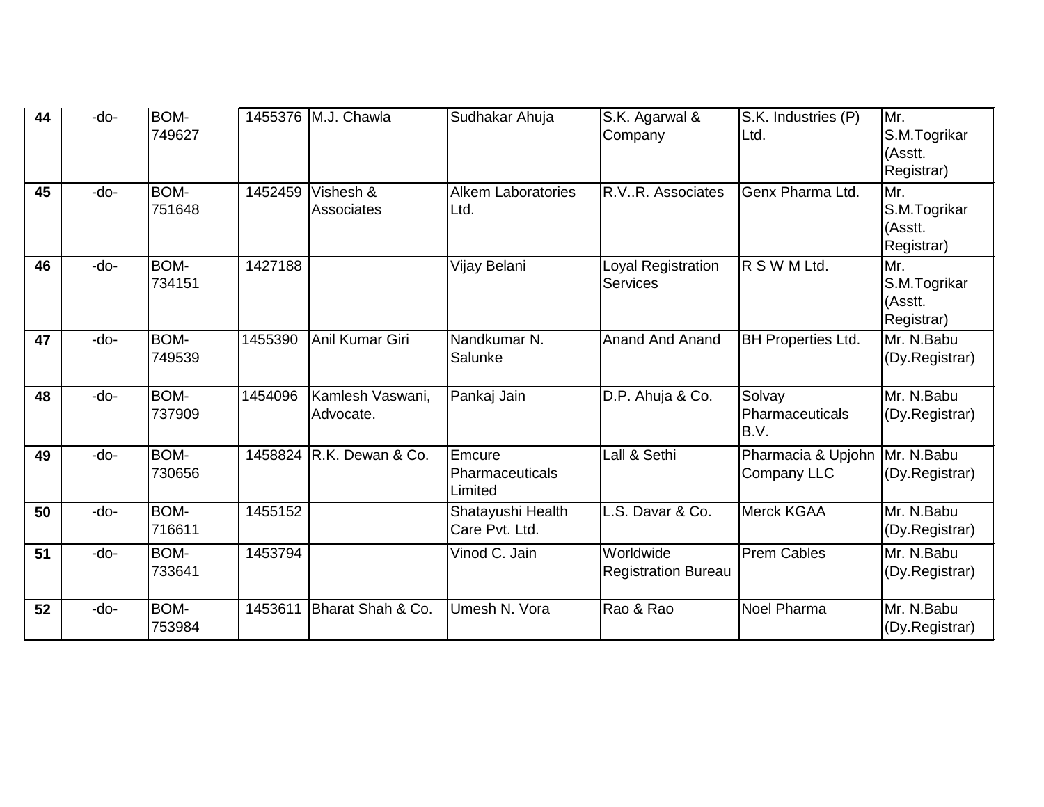| | | | | | | | | |
|---|---|---|---|---|---|---|---|---|
| **44** | -do- | BOM-749627 | 1455376 | M.J. Chawla | Sudhakar Ahuja | S.K. Agarwal & Company | S.K. Industries (P) Ltd. | Mr. S.M.Togrikar (Asstt. Registrar) |
| **45** | -do- | BOM-751648 | 1452459 | Vishesh & Associates | Alkem Laboratories Ltd. | R.V..R. Associates | Genx Pharma Ltd. | Mr. S.M.Togrikar (Asstt. Registrar) |
| **46** | -do- | BOM-734151 | 1427188 | | Vijay Belani | Loyal Registration Services | R S W M Ltd. | Mr. S.M.Togrikar (Asstt. Registrar) |
| **47** | -do- | BOM-749539 | 1455390 | Anil Kumar Giri | Nandkumar N. Salunke | Anand And Anand | BH Properties Ltd. | Mr. N.Babu (Dy.Registrar) |
| **48** | -do- | BOM-737909 | 1454096 | Kamlesh Vaswani, Advocate. | Pankaj Jain | D.P. Ahuja & Co. | Solvay Pharmaceuticals B.V. | Mr. N.Babu (Dy.Registrar) |
| **49** | -do- | BOM-730656 | 1458824 | R.K. Dewan & Co. | Emcure Pharmaceuticals Limited | Lall & Sethi | Pharmacia & Upjohn Company LLC | Mr. N.Babu (Dy.Registrar) |
| **50** | -do- | BOM-716611 | 1455152 | | Shatayushi Health Care Pvt. Ltd. | L.S. Davar & Co. | Merck KGAA | Mr. N.Babu (Dy.Registrar) |
| **51** | -do- | BOM-733641 | 1453794 | | Vinod C. Jain | Worldwide Registration Bureau | Prem Cables | Mr. N.Babu (Dy.Registrar) |
| **52** | -do- | BOM-753984 | 1453611 | Bharat Shah & Co. | Umesh N. Vora | Rao & Rao | Noel Pharma | Mr. N.Babu (Dy.Registrar) |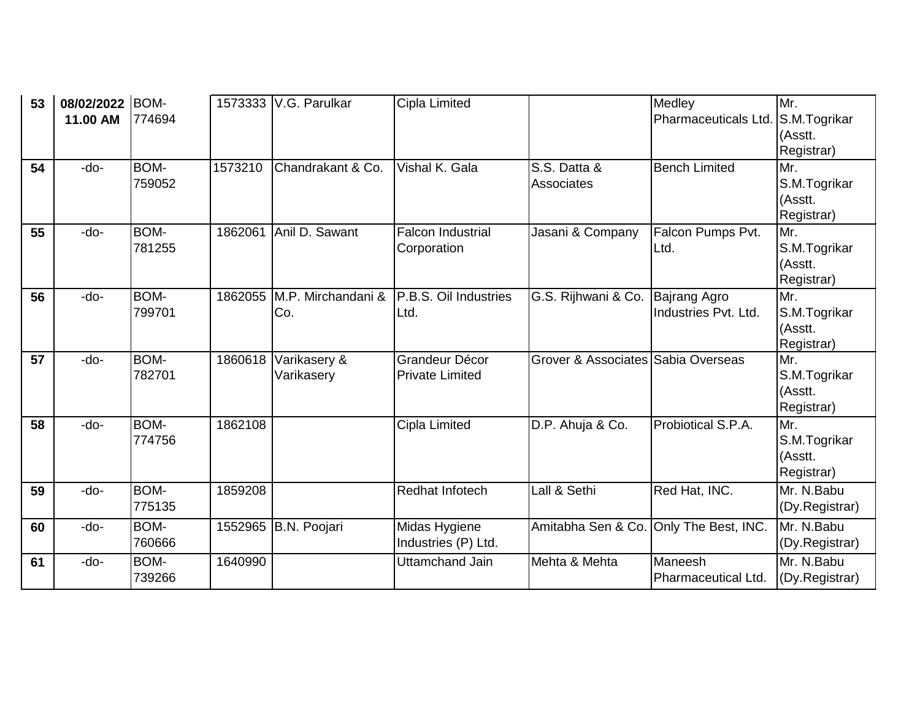| 53 | 08/02/2022 11.00 AM | BOM-774694 | 1573333 | V.G. Parulkar | Cipla Limited | | Medley Pharmaceuticals Ltd. | Mr. S.M.Togrikar (Asstt. Registrar) |
|---|---|---|---|---|---|---|---|---|
| 54 | -do- | BOM-759052 | 1573210 | Chandrakant & Co. | Vishal K. Gala | S.S. Datta & Associates | Bench Limited | Mr. S.M.Togrikar (Asstt. Registrar) |
| 55 | -do- | BOM-781255 | 1862061 | Anil D. Sawant | Falcon Industrial Corporation | Jasani & Company | Falcon Pumps Pvt. Ltd. | Mr. S.M.Togrikar (Asstt. Registrar) |
| 56 | -do- | BOM-799701 | 1862055 | M.P. Mirchandani & Co. | P.B.S. Oil Industries Ltd. | G.S. Rijhwani & Co. | Bajrang Agro Industries Pvt. Ltd. | Mr. S.M.Togrikar (Asstt. Registrar) |
| 57 | -do- | BOM-782701 | 1860618 | Varikasery & Varikasery | Grandeur Décor Private Limited | Grover & Associates | Sabia Overseas | Mr. S.M.Togrikar (Asstt. Registrar) |
| 58 | -do- | BOM-774756 | 1862108 | | Cipla Limited | D.P. Ahuja & Co. | Probiotical S.P.A. | Mr. S.M.Togrikar (Asstt. Registrar) |
| 59 | -do- | BOM-775135 | 1859208 | | Redhat Infotech | Lall & Sethi | Red Hat, INC. | Mr. N.Babu (Dy.Registrar) |
| 60 | -do- | BOM-760666 | 1552965 | B.N. Poojari | Midas Hygiene Industries (P) Ltd. | Amitabha Sen & Co. | Only The Best, INC. | Mr. N.Babu (Dy.Registrar) |
| 61 | -do- | BOM-739266 | 1640990 | | Uttamchand Jain | Mehta & Mehta | Maneesh Pharmaceutical Ltd. | Mr. N.Babu (Dy.Registrar) |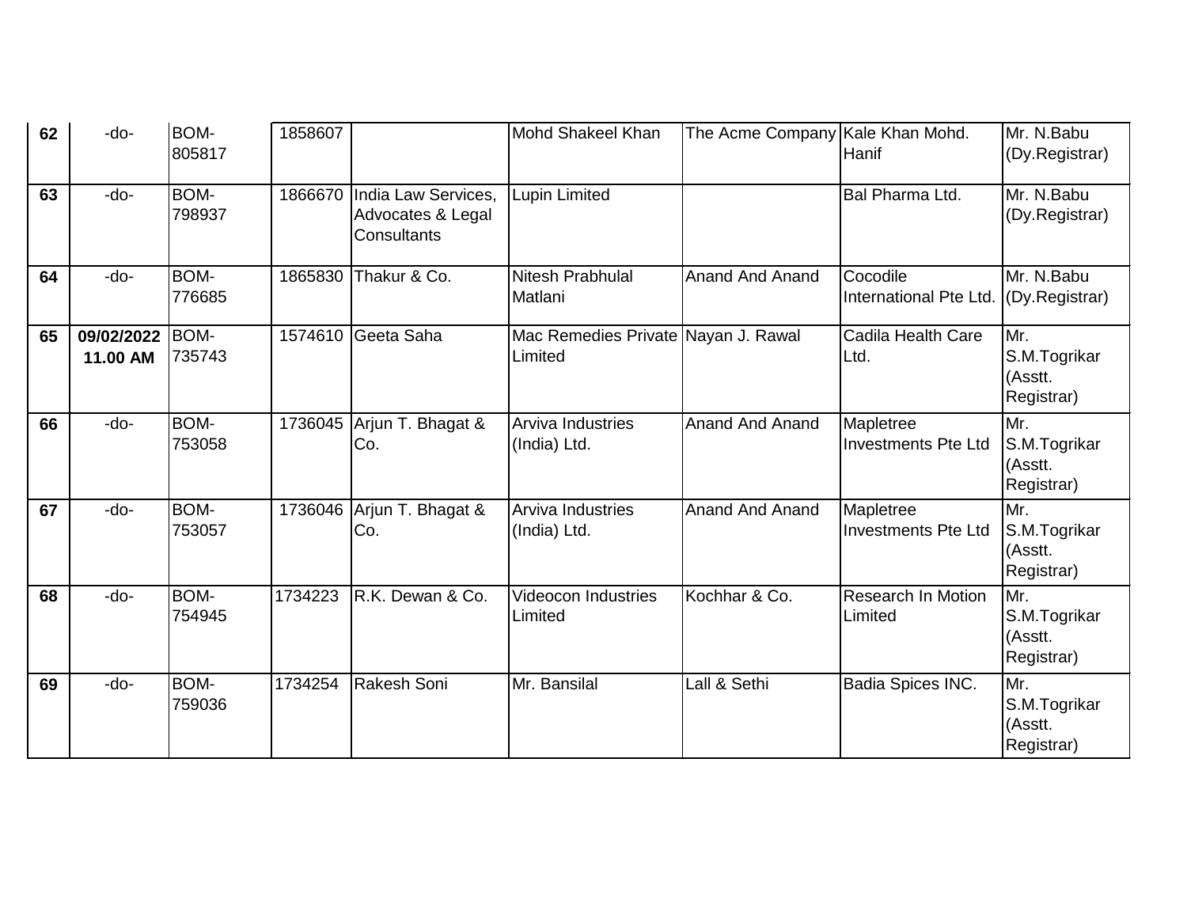| | | | | | | | | |
|---|---|---|---|---|---|---|---|---|
| **62** | -do- | BOM-805817 | 1858607 | | Mohd Shakeel Khan | The Acme Company | Kale Khan Mohd. Hanif | Mr. N.Babu (Dy.Registrar) |
| **63** | -do- | BOM-798937 | 1866670 | India Law Services, Advocates & Legal Consultants | Lupin Limited | | Bal Pharma Ltd. | Mr. N.Babu (Dy.Registrar) |
| **64** | -do- | BOM-776685 | 1865830 | Thakur & Co. | Nitesh Prabhulal Matlani | Anand And Anand | Cocodile International Pte Ltd. | Mr. N.Babu (Dy.Registrar) |
| **65** | **09/02/2022 11.00 AM** | BOM-735743 | 1574610 | Geeta Saha | Mac Remedies Private Limited | Nayan J. Rawal | Cadila Health Care Ltd. | Mr. S.M.Togrikar (Asstt. Registrar) |
| **66** | -do- | BOM-753058 | 1736045 | Arjun T. Bhagat & Co. | Arviva Industries (India) Ltd. | Anand And Anand | Mapletree Investments Pte Ltd | Mr. S.M.Togrikar (Asstt. Registrar) |
| **67** | -do- | BOM-753057 | 1736046 | Arjun T. Bhagat & Co. | Arviva Industries (India) Ltd. | Anand And Anand | Mapletree Investments Pte Ltd | Mr. S.M.Togrikar (Asstt. Registrar) |
| **68** | -do- | BOM-754945 | 1734223 | R.K. Dewan & Co. | Videocon Industries Limited | Kochhar & Co. | Research In Motion Limited | Mr. S.M.Togrikar (Asstt. Registrar) |
| **69** | -do- | BOM-759036 | 1734254 | Rakesh Soni | Mr. Bansilal | Lall & Sethi | Badia Spices INC. | Mr. S.M.Togrikar (Asstt. Registrar) |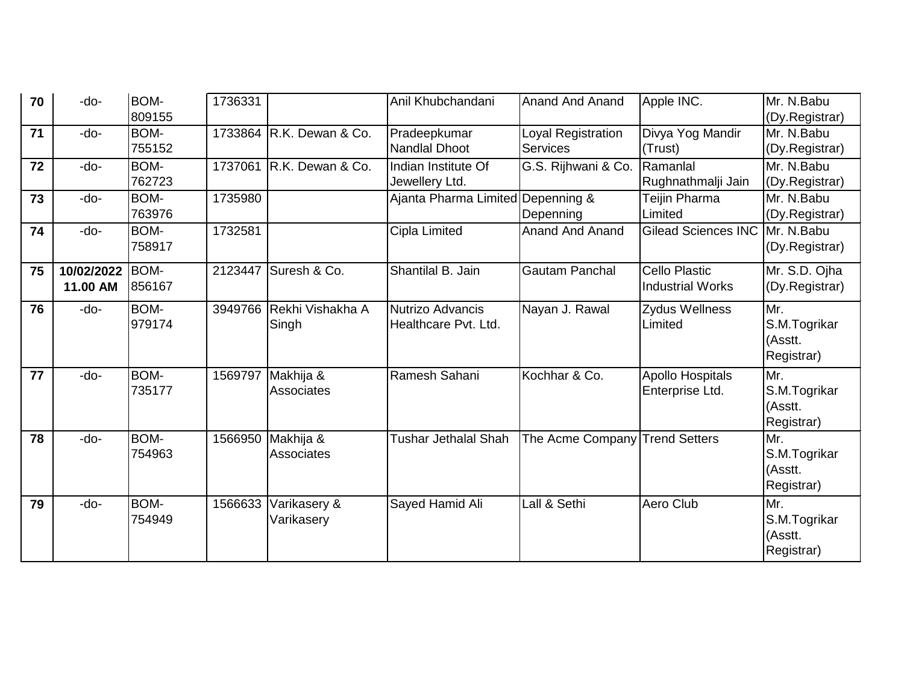| 70 | -do- | BOM-809155 | 1736331 | | Anil Khubchandani | Anand And Anand | Apple INC. | Mr. N.Babu (Dy.Registrar) |
|---|---|---|---|---|---|---|---|---|
| 71 | -do- | BOM-755152 | 1733864 | R.K. Dewan & Co. | Pradeepkumar Nandlal Dhoot | Loyal Registration Services | Divya Yog Mandir (Trust) | Mr. N.Babu (Dy.Registrar) |
| 72 | -do- | BOM-762723 | 1737061 | R.K. Dewan & Co. | Indian Institute Of Jewellery Ltd. | G.S. Rijhwani & Co. | Ramanlal Rughnathmalji Jain | Mr. N.Babu (Dy.Registrar) |
| 73 | -do- | BOM-763976 | 1735980 | | Ajanta Pharma Limited | Depenning & Depenning | Teijin Pharma Limited | Mr. N.Babu (Dy.Registrar) |
| 74 | -do- | BOM-758917 | 1732581 | | Cipla Limited | Anand And Anand | Gilead Sciences INC | Mr. N.Babu (Dy.Registrar) |
| 75 | **10/02/2022 11.00 AM** | BOM-856167 | 2123447 | Suresh & Co. | Shantilal B. Jain | Gautam Panchal | Cello Plastic Industrial Works | Mr. S.D. Ojha (Dy.Registrar) |
| 76 | -do- | BOM-979174 | 3949766 | Rekhi Vishakha A Singh | Nutrizo Advancis Healthcare Pvt. Ltd. | Nayan J. Rawal | Zydus Wellness Limited | Mr. S.M.Togrikar (Asstt. Registrar) |
| 77 | -do- | BOM-735177 | 1569797 | Makhija & Associates | Ramesh Sahani | Kochhar & Co. | Apollo Hospitals Enterprise Ltd. | Mr. S.M.Togrikar (Asstt. Registrar) |
| 78 | -do- | BOM-754963 | 1566950 | Makhija & Associates | Tushar Jethalal Shah | The Acme Company | Trend Setters | Mr. S.M.Togrikar (Asstt. Registrar) |
| 79 | -do- | BOM-754949 | 1566633 | Varikasery & Varikasery | Sayed Hamid Ali | Lall & Sethi | Aero Club | Mr. S.M.Togrikar (Asstt. Registrar) |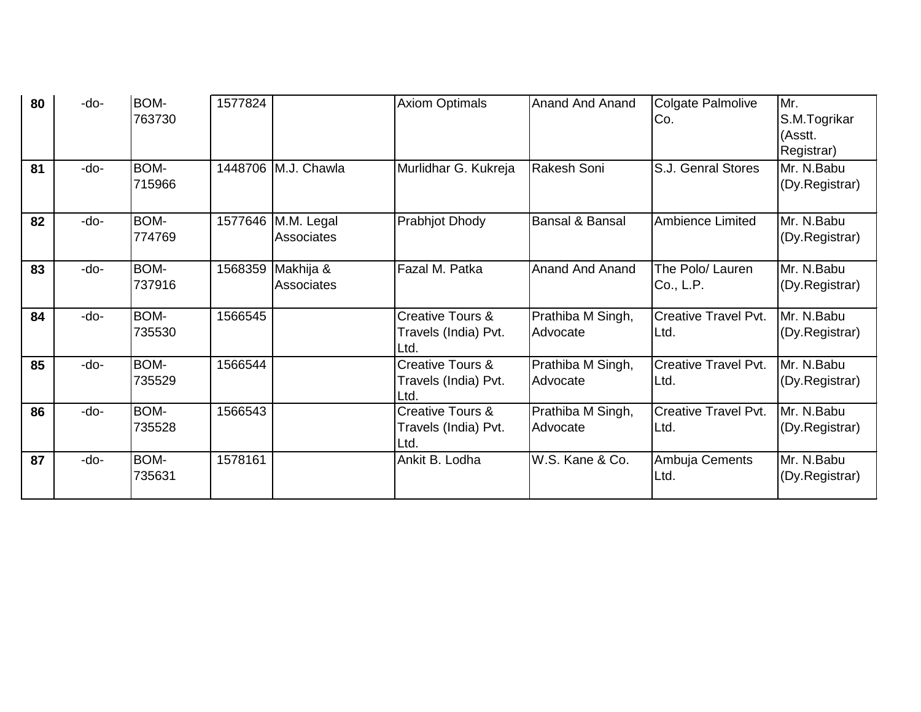| | | | | | | | | |
|---|---|---|---|---|---|---|---|---|
| **80** | -do- | BOM-763730 | 1577824 | | Axiom Optimals | Anand And Anand | Colgate Palmolive Co. | Mr. S.M.Togrikar (Asstt. Registrar) |
| **81** | -do- | BOM-715966 | 1448706 | M.J. Chawla | Murlidhar G. Kukreja | Rakesh Soni | S.J. Genral Stores | Mr. N.Babu (Dy.Registrar) |
| **82** | -do- | BOM-774769 | 1577646 | M.M. Legal Associates | Prabhjot Dhody | Bansal & Bansal | Ambience Limited | Mr. N.Babu (Dy.Registrar) |
| **83** | -do- | BOM-737916 | 1568359 | Makhija & Associates | Fazal M. Patka | Anand And Anand | The Polo/ Lauren Co., L.P. | Mr. N.Babu (Dy.Registrar) |
| **84** | -do- | BOM-735530 | 1566545 | | Creative Tours & Travels (India) Pvt. Ltd. | Prathiba M Singh, Advocate | Creative Travel Pvt. Ltd. | Mr. N.Babu (Dy.Registrar) |
| **85** | -do- | BOM-735529 | 1566544 | | Creative Tours & Travels (India) Pvt. Ltd. | Prathiba M Singh, Advocate | Creative Travel Pvt. Ltd. | Mr. N.Babu (Dy.Registrar) |
| **86** | -do- | BOM-735528 | 1566543 | | Creative Tours & Travels (India) Pvt. Ltd. | Prathiba M Singh, Advocate | Creative Travel Pvt. Ltd. | Mr. N.Babu (Dy.Registrar) |
| **87** | -do- | BOM-735631 | 1578161 | | Ankit B. Lodha | W.S. Kane & Co. | Ambuja Cements Ltd. | Mr. N.Babu (Dy.Registrar) |